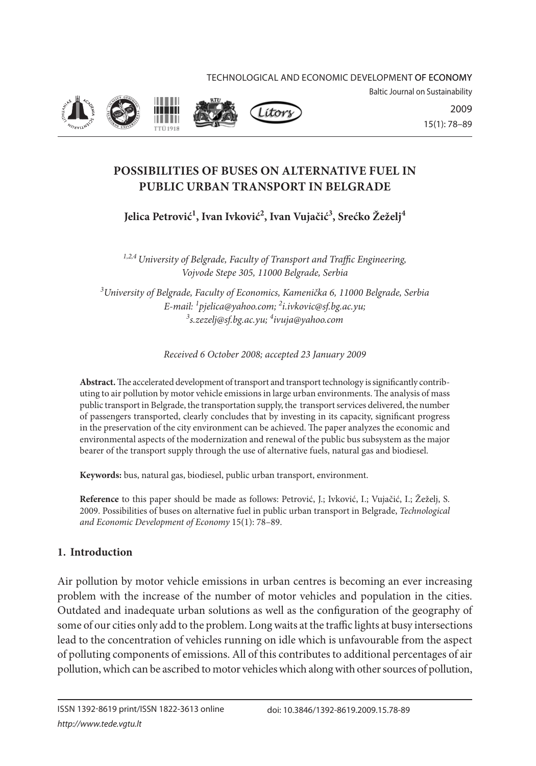# POSSIBILITIES OF BUSES ON ALTERNATIVE FUEL IN PUBLIC URBAN TRANSPORT IN BELGRADE

**Jelica Petrović[1], Ivan Ivković[2], Ivan Vujačić[3], Srećko Žeželj[4]**

*[1,2,4] University of Belgrade, Faculty of Transport and Traffic Engineering, Vojvode Stepe 305, 11000 Belgrade, Serbia*

*[3] University of Belgrade, Faculty of Economics, Kamenička 6, 11000 Belgrade, Serbia*
*E-mail: [1] pjelica@yahoo.com; [2] i.ivkovic@sf.bg.ac.yu; [3] s.zezelj@sf.bg.ac.yu; [4] ivuja@yahoo.com*

*Received 6 October 2008; accepted 23 January 2009*

**Abstract.** The accelerated development of transport and transport technology is significantly contributing to air pollution by motor vehicle emissions in large urban environments. The analysis of mass public transport in Belgrade, the transportation supply, the transport services delivered, the number of passengers transported, clearly concludes that by investing in its capacity, significant progress in the preservation of the city environment can be achieved. The paper analyzes the economic and environmental aspects of the modernization and renewal of the public bus subsystem as the major bearer of the transport supply through the use of alternative fuels, natural gas and biodiesel.

**Keywords:** bus, natural gas, biodiesel, public urban transport, environment.

**Reference** to this paper should be made as follows: Petrović, J.; Ivković, I.; Vujačić, I.; Žeželj, S. 2009. Possibilities of buses on alternative fuel in public urban transport in Belgrade, *Technological and Economic Development of Economy* 15(1): 78–89.

## 1. Introduction

Air pollution by motor vehicle emissions in urban centres is becoming an ever increasing problem with the increase of the number of motor vehicles and population in the cities. Outdated and inadequate urban solutions as well as the configuration of the geography of some of our cities only add to the problem. Long waits at the traffic lights at busy intersections lead to the concentration of vehicles running on idle which is unfavourable from the aspect of polluting components of emissions. All of this contributes to additional percentages of air pollution, which can be ascribed to motor vehicles which along with other sources of pollution,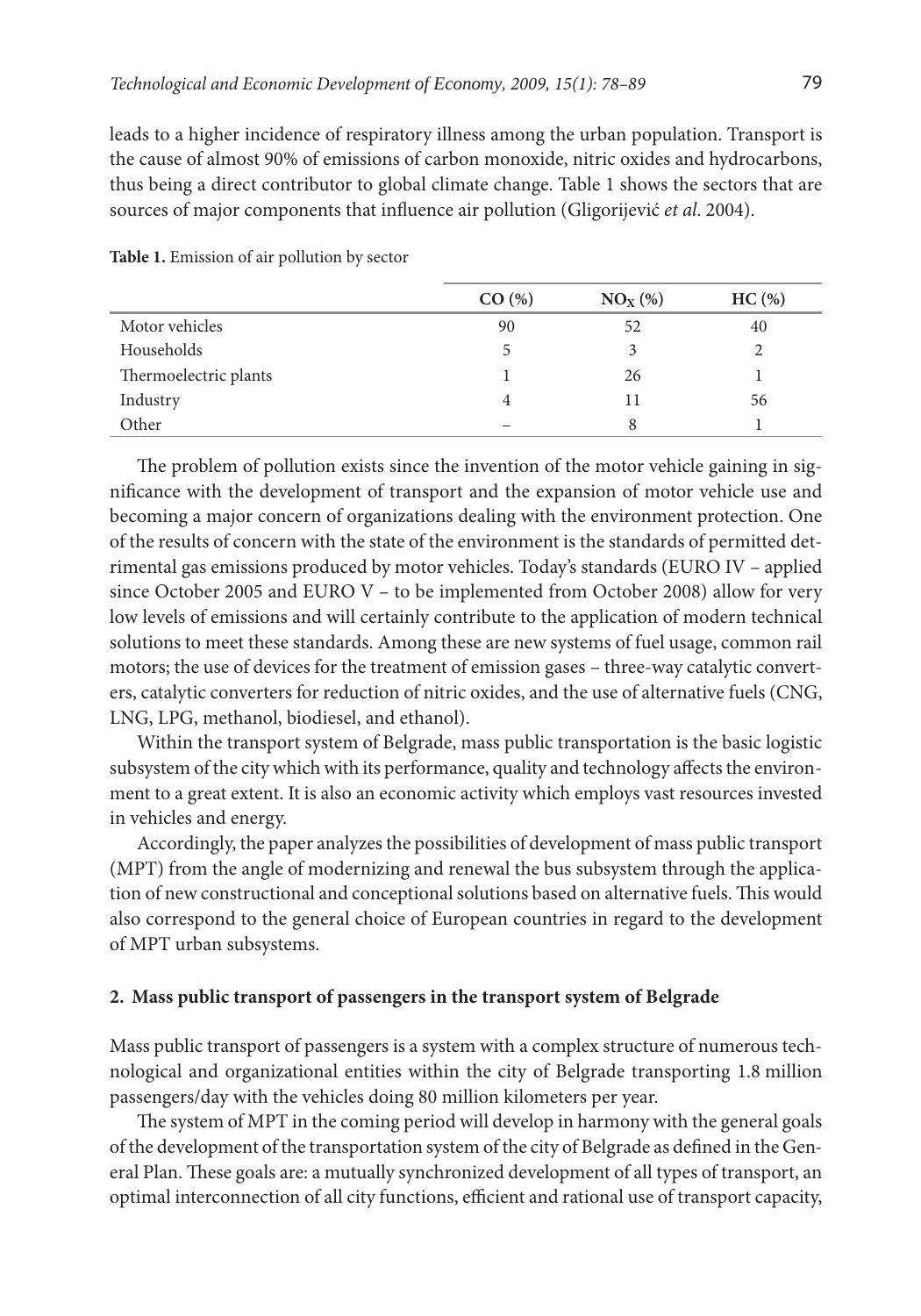leads to a higher incidence of respiratory illness among the urban population. Transport is the cause of almost 90% of emissions of carbon monoxide, nitric oxides and hydrocarbons, thus being a direct contributor to global climate change. Table 1 shows the sectors that are sources of major components that influence air pollution (Gligorijević *et al*. 2004).

**Table 1.** Emission of air pollution by sector

| | **CO (%)** | **$NO_X$ (%)** | **HC (%)** |
|---|---|---|---|
| Motor vehicles | 90 | 52 | 40 |
| Households | 5 | 3 | 2 |
| Thermoelectric plants | 1 | 26 | 1 |
| Industry | 4 | 11 | 56 |
| Other | – | 8 | 1 |

The problem of pollution exists since the invention of the motor vehicle gaining in significance with the development of transport and the expansion of motor vehicle use and becoming a major concern of organizations dealing with the environment protection. One of the results of concern with the state of the environment is the standards of permitted detrimental gas emissions produced by motor vehicles. Today's standards (EURO IV – applied since October 2005 and EURO V – to be implemented from October 2008) allow for very low levels of emissions and will certainly contribute to the application of modern technical solutions to meet these standards. Among these are new systems of fuel usage, common rail motors; the use of devices for the treatment of emission gases – three-way catalytic converters, catalytic converters for reduction of nitric oxides, and the use of alternative fuels (CNG, LNG, LPG, methanol, biodiesel, and ethanol).

Within the transport system of Belgrade, mass public transportation is the basic logistic subsystem of the city which with its performance, quality and technology affects the environment to a great extent. It is also an economic activity which employs vast resources invested in vehicles and energy.

Accordingly, the paper analyzes the possibilities of development of mass public transport (MPT) from the angle of modernizing and renewal the bus subsystem through the application of new constructional and conceptional solutions based on alternative fuels. This would also correspond to the general choice of European countries in regard to the development of MPT urban subsystems.

## 2. Mass public transport of passengers in the transport system of Belgrade

Mass public transport of passengers is a system with a complex structure of numerous technological and organizational entities within the city of Belgrade transporting 1.8 million passengers/day with the vehicles doing 80 million kilometers per year.

The system of MPT in the coming period will develop in harmony with the general goals of the development of the transportation system of the city of Belgrade as defined in the General Plan. These goals are: a mutually synchronized development of all types of transport, an optimal interconnection of all city functions, efficient and rational use of transport capacity,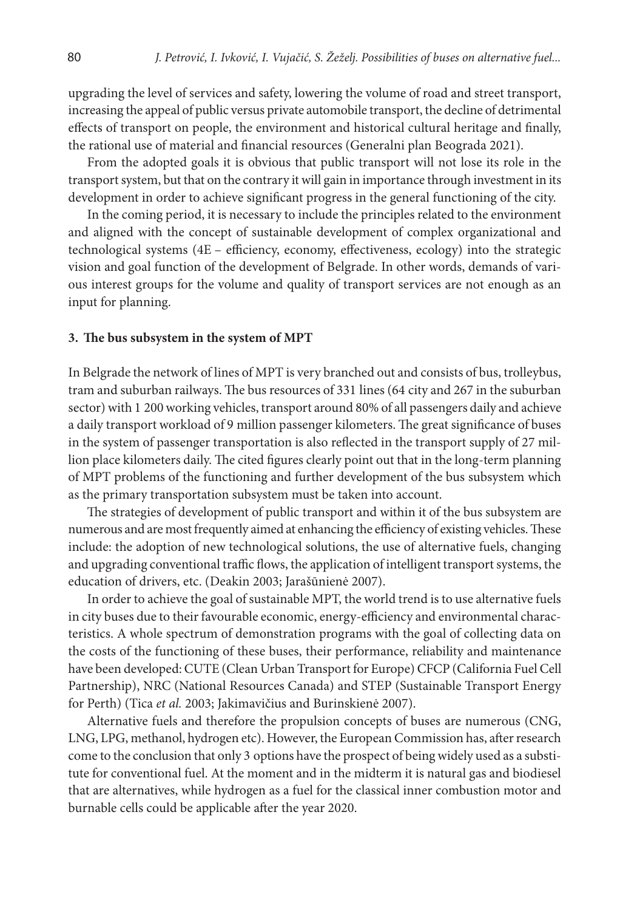upgrading the level of services and safety, lowering the volume of road and street transport, increasing the appeal of public versus private automobile transport, the decline of detrimental effects of transport on people, the environment and historical cultural heritage and finally, the rational use of material and financial resources (Generalni plan Beograda 2021).

From the adopted goals it is obvious that public transport will not lose its role in the transport system, but that on the contrary it will gain in importance through investment in its development in order to achieve significant progress in the general functioning of the city.

In the coming period, it is necessary to include the principles related to the environment and aligned with the concept of sustainable development of complex organizational and technological systems (4E – efficiency, economy, effectiveness, ecology) into the strategic vision and goal function of the development of Belgrade. In other words, demands of various interest groups for the volume and quality of transport services are not enough as an input for planning.

## 3. The bus subsystem in the system of MPT

In Belgrade the network of lines of MPT is very branched out and consists of bus, trolleybus, tram and suburban railways. The bus resources of 331 lines (64 city and 267 in the suburban sector) with 1 200 working vehicles, transport around 80% of all passengers daily and achieve a daily transport workload of 9 million passenger kilometers. The great significance of buses in the system of passenger transportation is also reflected in the transport supply of 27 million place kilometers daily. The cited figures clearly point out that in the long-term planning of MPT problems of the functioning and further development of the bus subsystem which as the primary transportation subsystem must be taken into account.

The strategies of development of public transport and within it of the bus subsystem are numerous and are most frequently aimed at enhancing the efficiency of existing vehicles. These include: the adoption of new technological solutions, the use of alternative fuels, changing and upgrading conventional traffic flows, the application of intelligent transport systems, the education of drivers, etc. (Deakin 2003; Jarašūnienė 2007).

In order to achieve the goal of sustainable MPT, the world trend is to use alternative fuels in city buses due to their favourable economic, energy-efficiency and environmental characteristics. A whole spectrum of demonstration programs with the goal of collecting data on the costs of the functioning of these buses, their performance, reliability and maintenance have been developed: CUTE (Clean Urban Transport for Europe) CFCP (California Fuel Cell Partnership), NRC (National Resources Canada) and STEP (Sustainable Transport Energy for Perth) (Tica *et al.* 2003; Jakimavičius and Burinskienė 2007).

Alternative fuels and therefore the propulsion concepts of buses are numerous (CNG, LNG, LPG, methanol, hydrogen etc). However, the European Commission has, after research come to the conclusion that only 3 options have the prospect of being widely used as a substitute for conventional fuel. At the moment and in the midterm it is natural gas and biodiesel that are alternatives, while hydrogen as a fuel for the classical inner combustion motor and burnable cells could be applicable after the year 2020.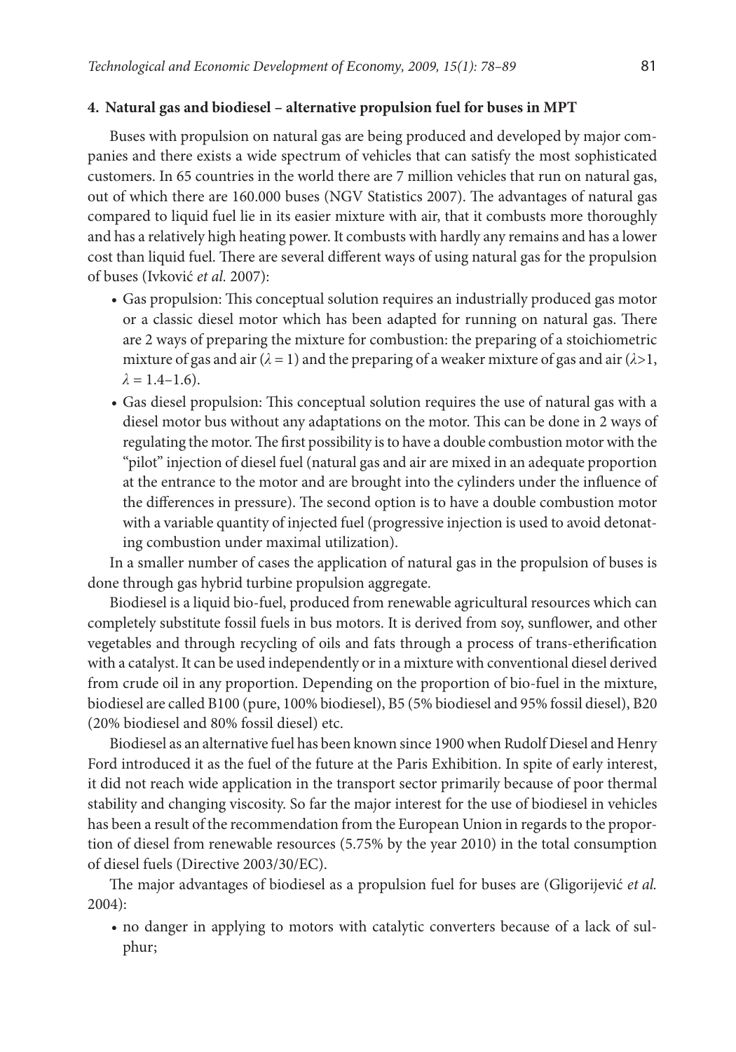### 4. Natural gas and biodiesel – alternative propulsion fuel for buses in MPT

Buses with propulsion on natural gas are being produced and developed by major companies and there exists a wide spectrum of vehicles that can satisfy the most sophisticated customers. In 65 countries in the world there are 7 million vehicles that run on natural gas, out of which there are 160.000 buses (NGV Statistics 2007). The advantages of natural gas compared to liquid fuel lie in its easier mixture with air, that it combusts more thoroughly and has a relatively high heating power. It combusts with hardly any remains and has a lower cost than liquid fuel. There are several different ways of using natural gas for the propulsion of buses (Ivković *et al.* 2007):

- Gas propulsion: This conceptual solution requires an industrially produced gas motor or a classic diesel motor which has been adapted for running on natural gas. There are 2 ways of preparing the mixture for combustion: the preparing of a stoichiometric mixture of gas and air ($\lambda = 1$) and the preparing of a weaker mixture of gas and air ($\lambda > 1$, $\lambda = 1.4–1.6$).
- Gas diesel propulsion: This conceptual solution requires the use of natural gas with a diesel motor bus without any adaptations on the motor. This can be done in 2 ways of regulating the motor. The first possibility is to have a double combustion motor with the "pilot" injection of diesel fuel (natural gas and air are mixed in an adequate proportion at the entrance to the motor and are brought into the cylinders under the influence of the differences in pressure). The second option is to have a double combustion motor with a variable quantity of injected fuel (progressive injection is used to avoid detonating combustion under maximal utilization).

In a smaller number of cases the application of natural gas in the propulsion of buses is done through gas hybrid turbine propulsion aggregate.

Biodiesel is a liquid bio-fuel, produced from renewable agricultural resources which can completely substitute fossil fuels in bus motors. It is derived from soy, sunflower, and other vegetables and through recycling of oils and fats through a process of trans-etherification with a catalyst. It can be used independently or in a mixture with conventional diesel derived from crude oil in any proportion. Depending on the proportion of bio-fuel in the mixture, biodiesel are called B100 (pure, 100% biodiesel), B5 (5% biodiesel and 95% fossil diesel), B20 (20% biodiesel and 80% fossil diesel) etc.

Biodiesel as an alternative fuel has been known since 1900 when Rudolf Diesel and Henry Ford introduced it as the fuel of the future at the Paris Exhibition. In spite of early interest, it did not reach wide application in the transport sector primarily because of poor thermal stability and changing viscosity. So far the major interest for the use of biodiesel in vehicles has been a result of the recommendation from the European Union in regards to the proportion of diesel from renewable resources (5.75% by the year 2010) in the total consumption of diesel fuels (Directive 2003/30/EC).

The major advantages of biodiesel as a propulsion fuel for buses are (Gligorijević *et al.* 2004):

- no danger in applying to motors with catalytic converters because of a lack of sulphur;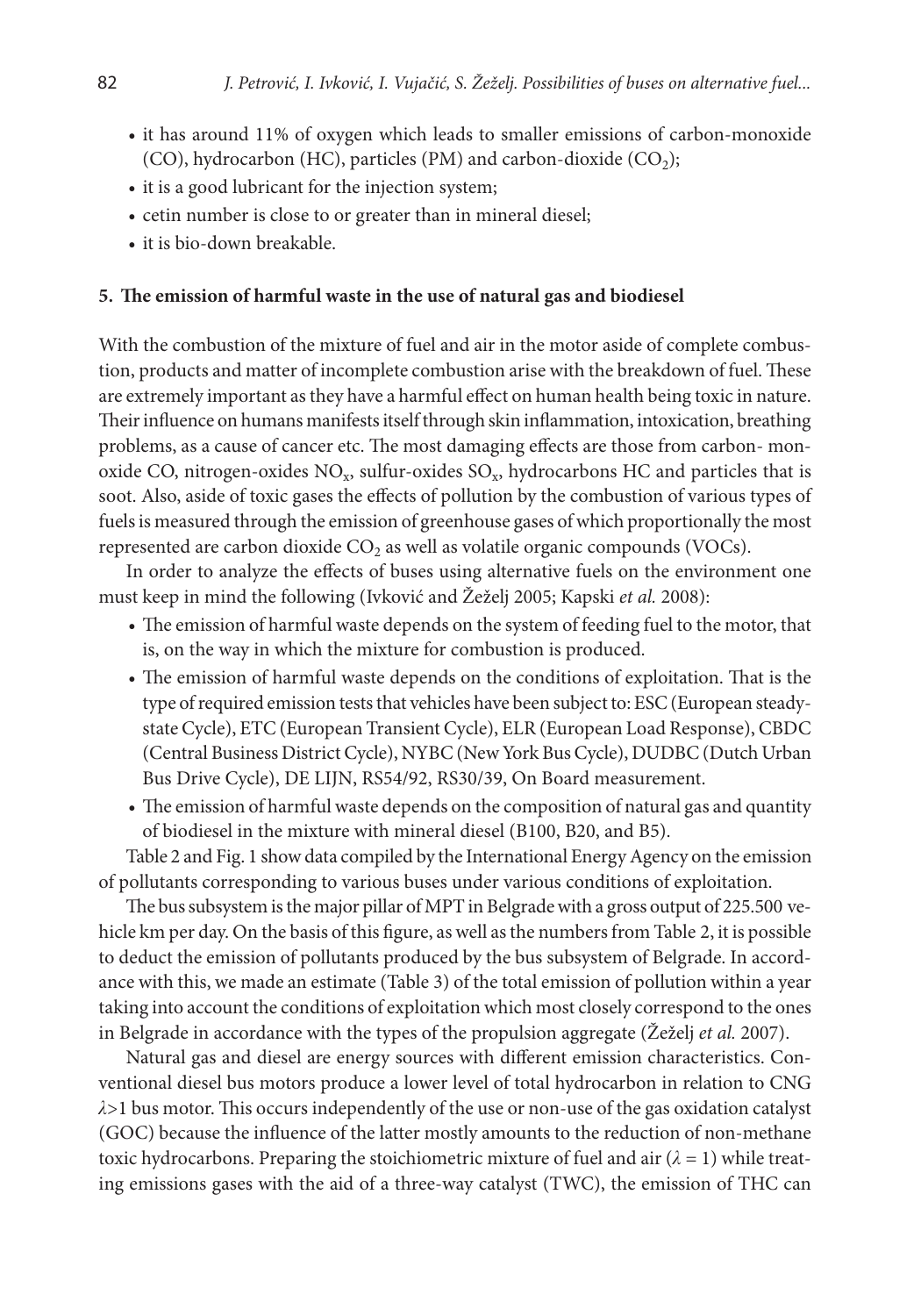- it has around 11% of oxygen which leads to smaller emissions of carbon-monoxide (CO), hydrocarbon (HC), particles (PM) and carbon-dioxide ($CO_2$);
- it is a good lubricant for the injection system;
- cetin number is close to or greater than in mineral diesel;
- it is bio-down breakable.

## 5. The emission of harmful waste in the use of natural gas and biodiesel

With the combustion of the mixture of fuel and air in the motor aside of complete combustion, products and matter of incomplete combustion arise with the breakdown of fuel. These are extremely important as they have a harmful effect on human health being toxic in nature. Their influence on humans manifests itself through skin inflammation, intoxication, breathing problems, as a cause of cancer etc. The most damaging effects are those from carbon- monoxide CO, nitrogen-oxides $NO_x$, sulfur-oxides $SO_x$, hydrocarbons HC and particles that is soot. Also, aside of toxic gases the effects of pollution by the combustion of various types of fuels is measured through the emission of greenhouse gases of which proportionally the most represented are carbon dioxide $CO_2$ as well as volatile organic compounds (VOCs).

In order to analyze the effects of buses using alternative fuels on the environment one must keep in mind the following (Ivković and Žeželj 2005; Kapski *et al.* 2008):

- The emission of harmful waste depends on the system of feeding fuel to the motor, that is, on the way in which the mixture for combustion is produced.
- The emission of harmful waste depends on the conditions of exploitation. That is the type of required emission tests that vehicles have been subject to: ESC (European steady-state Cycle), ETC (European Transient Cycle), ELR (European Load Response), CBDC (Central Business District Cycle), NYBC (New York Bus Cycle), DUDBC (Dutch Urban Bus Drive Cycle), DE LIJN, RS54/92, RS30/39, On Board measurement.
- The emission of harmful waste depends on the composition of natural gas and quantity of biodiesel in the mixture with mineral diesel (B100, B20, and B5).

Table 2 and Fig. 1 show data compiled by the International Energy Agency on the emission of pollutants corresponding to various buses under various conditions of exploitation.

The bus subsystem is the major pillar of MPT in Belgrade with a gross output of 225.500 vehicle km per day. On the basis of this figure, as well as the numbers from Table 2, it is possible to deduct the emission of pollutants produced by the bus subsystem of Belgrade. In accordance with this, we made an estimate (Table 3) of the total emission of pollution within a year taking into account the conditions of exploitation which most closely correspond to the ones in Belgrade in accordance with the types of the propulsion aggregate (Žeželj *et al.* 2007).

Natural gas and diesel are energy sources with different emission characteristics. Conventional diesel bus motors produce a lower level of total hydrocarbon in relation to CNG $\lambda>1$ bus motor. This occurs independently of the use or non-use of the gas oxidation catalyst (GOC) because the influence of the latter mostly amounts to the reduction of non-methane toxic hydrocarbons. Preparing the stoichiometric mixture of fuel and air ($\lambda = 1$) while treating emissions gases with the aid of a three-way catalyst (TWC), the emission of THC can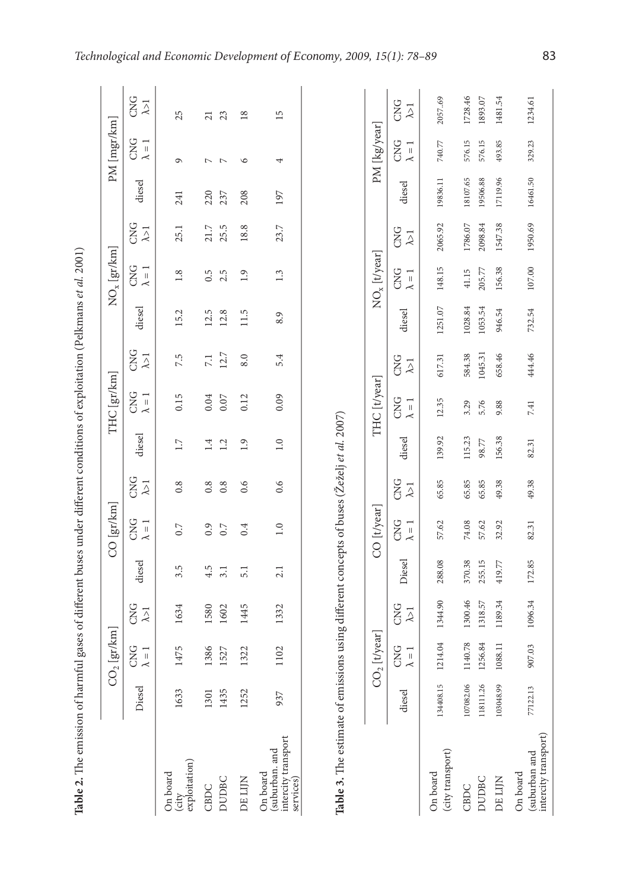**Table 2.** The emission of harmful gases of different buses under different conditions of exploitation (Pelkmans *et al.* 2001)

| | $CO_2$ [gr/km] | | | CO [gr/km] | | | THC [gr/km] | | | $NO_x$ [gr/km] | | | PM [mgr/km] | | |
|---|---|---|---|---|---|---|---|---|---|---|---|---|---|---|---|
| | Diesel | CNG $\lambda = 1$ | CNG $\lambda>1$ | diesel | CNG $\lambda = 1$ | CNG $\lambda>1$ | diesel | CNG $\lambda = 1$ | CNG $\lambda>1$ | diesel | CNG $\lambda = 1$ | CNG $\lambda>1$ | diesel | CNG $\lambda = 1$ | CNG $\lambda>1$ |
| On board (city exploitation) | 1633 | 1475 | 1634 | 3.5 | 0.7 | 0.8 | 1.7 | 0.15 | 7.5 | 15.2 | 1.8 | 25.1 | 241 | 9 | 25 |
| CBDC | 1301 | 1386 | 1580 | 4.5 | 0.9 | 0.8 | 1.4 | 0.04 | 7.1 | 12.5 | 0.5 | 21.7 | 220 | 7 | 21 |
| DUDBC | 1435 | 1527 | 1602 | 3.1 | 0.7 | 0.8 | 1.2 | 0.07 | 12.7 | 12.8 | 2.5 | 25.5 | 237 | 7 | 23 |
| DE LIJN | 1252 | 1322 | 1445 | 5.1 | 0.4 | 0.6 | 1.9 | 0.12 | 8.0 | 11.5 | 1.9 | 18.8 | 208 | 6 | 18 |
| On board (suburban. and intercity transport services) | 937 | 1102 | 1332 | 2.1 | 1.0 | 0.6 | 1.0 | 0.09 | 5.4 | 8.9 | 1.3 | 23.7 | 197 | 4 | 15 |

**Table 3.** The estimate of emissions using different concepts of buses (Žeželj *et al.* 2007)

| | $CO_2$ [t/year] | | | CO [t/year] | | | THC [t/year] | | | $NO_x$ [t/year] | | | PM [kg/year] | | |
|---|---|---|---|---|---|---|---|---|---|---|---|---|---|---|---|
| | diesel | CNG $\lambda = 1$ | CNG $\lambda>1$ | Diesel | CNG $\lambda = 1$ | CNG $\lambda>1$ | diesel | CNG $\lambda = 1$ | CNG $\lambda>1$ | diesel | CNG $\lambda = 1$ | CNG $\lambda>1$ | diesel | CNG $\lambda = 1$ | CNG $\lambda>1$ |
| On board (city transport) | 134408.15 | 1214.04 | 1344.90 | 288.08 | 57.62 | 65.85 | 139.92 | 12.35 | 617.31 | 1251.07 | 148.15 | 2065.92 | 19836.11 | 740.77 | 2057..69 |
| CBDC | 107082.06 | 1140.78 | 1300.46 | 370.38 | 74.08 | 65.85 | 115.23 | 3.29 | 584.38 | 1028.84 | 41.15 | 1786.07 | 18107.65 | 576.15 | 1728.46 |
| DUDBC | 118111.26 | 1256.84 | 1318.57 | 255.15 | 57.62 | 65.85 | 98.77 | 5.76 | 1045.31 | 1053.54 | 205.77 | 2098.84 | 19506.88 | 576.15 | 1893.07 |
| DE LIJN | 103048.99 | 1088.11 | 1189.34 | 419.77 | 32.92 | 49.38 | 156.38 | 9.88 | 658.46 | 946.54 | 156.38 | 1547.38 | 17119.96 | 493.85 | 1481.54 |
| On board (suburban and intercity transport) | 77122.13 | 907.03 | 1096.34 | 172.85 | 82.31 | 49.38 | 82.31 | 7.41 | 444.46 | 732.54 | 107.00 | 1950.69 | 16461.50 | 329.23 | 1234.61 |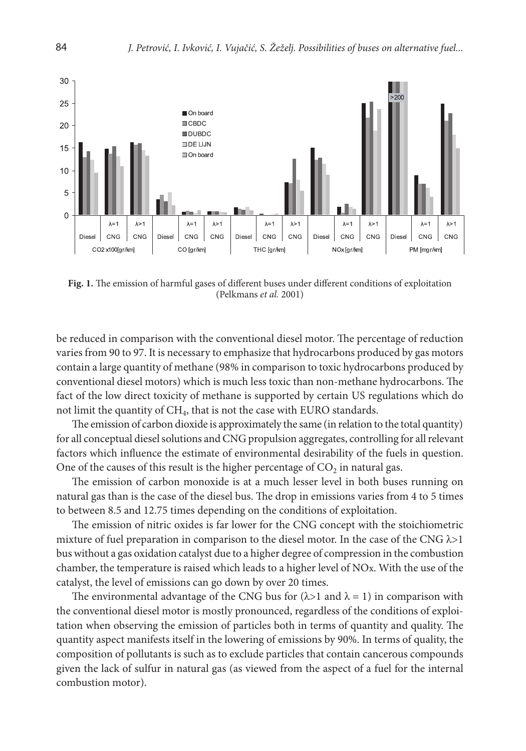**Fig. 1.** The emission of harmful gases of different buses under different conditions of exploitation (Pelkmans *et al.* 2001)

be reduced in comparison with the conventional diesel motor. The percentage of reduction varies from 90 to 97. It is necessary to emphasize that hydrocarbons produced by gas motors contain a large quantity of methane (98% in comparison to toxic hydrocarbons produced by conventional diesel motors) which is much less toxic than non-methane hydrocarbons. The fact of the low direct toxicity of methane is supported by certain US regulations which do not limit the quantity of $CH_4$, that is not the case with EURO standards.

The emission of carbon dioxide is approximately the same (in relation to the total quantity) for all conceptual diesel solutions and CNG propulsion aggregates, controlling for all relevant factors which influence the estimate of environmental desirability of the fuels in question. One of the causes of this result is the higher percentage of $CO_2$ in natural gas.

The emission of carbon monoxide is at a much lesser level in both buses running on natural gas than is the case of the diesel bus. The drop in emissions varies from 4 to 5 times to between 8.5 and 12.75 times depending on the conditions of exploitation.

The emission of nitric oxides is far lower for the CNG concept with the stoichiometric mixture of fuel preparation in comparison to the diesel motor. In the case of the CNG $\lambda>1$ bus without a gas oxidation catalyst due to a higher degree of compression in the combustion chamber, the temperature is raised which leads to a higher level of NOx. With the use of the catalyst, the level of emissions can go down by over 20 times.

The environmental advantage of the CNG bus for ($\lambda>1$ and $\lambda = 1$) in comparison with the conventional diesel motor is mostly pronounced, regardless of the conditions of exploitation when observing the emission of particles both in terms of quantity and quality. The quantity aspect manifests itself in the lowering of emissions by 90%. In terms of quality, the composition of pollutants is such as to exclude particles that contain cancerous compounds given the lack of sulfur in natural gas (as viewed from the aspect of a fuel for the internal combustion motor).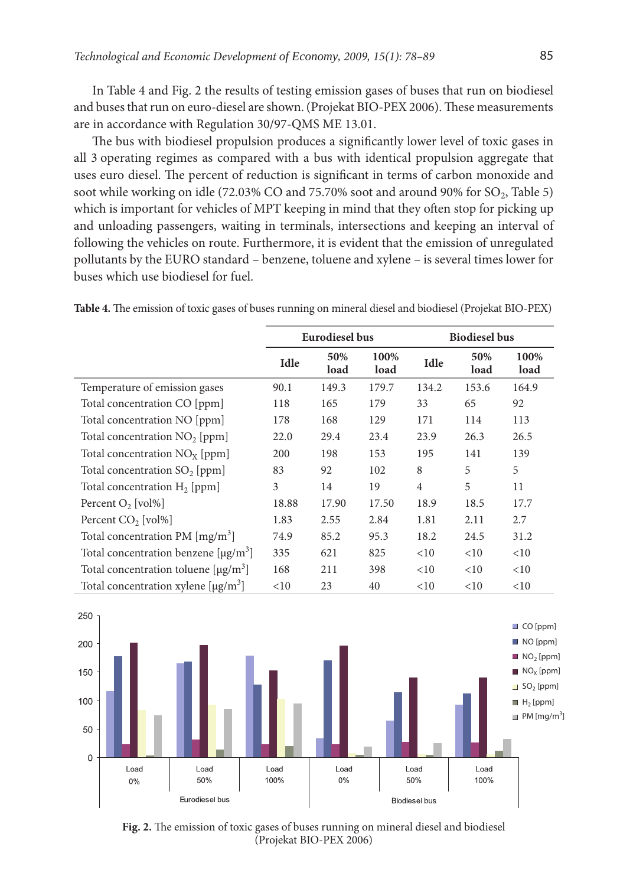In Table 4 and Fig. 2 the results of testing emission gases of buses that run on biodiesel and buses that run on euro-diesel are shown. (Projekat BIO-PEX 2006). These measurements are in accordance with Regulation 30/97-QMS ME 13.01.

The bus with biodiesel propulsion produces a significantly lower level of toxic gases in all 3 operating regimes as compared with a bus with identical propulsion aggregate that uses euro diesel. The percent of reduction is significant in terms of carbon monoxide and soot while working on idle (72.03% CO and 75.70% soot and around 90% for $SO_2$, Table 5) which is important for vehicles of MPT keeping in mind that they often stop for picking up and unloading passengers, waiting in terminals, intersections and keeping an interval of following the vehicles on route. Furthermore, it is evident that the emission of unregulated pollutants by the EURO standard – benzene, toluene and xylene – is several times lower for buses which use biodiesel for fuel.

**Table 4.** The emission of toxic gases of buses running on mineral diesel and biodiesel (Projekat BIO-PEX)

| | Eurodiesel bus | | | Biodiesel bus | | |
|---|---|---|---|---|---|---|
| | Idle | 50% load | 100% load | Idle | 50% load | 100% load |
| Temperature of emission gases | 90.1 | 149.3 | 179.7 | 134.2 | 153.6 | 164.9 |
| Total concentration CO [ppm] | 118 | 165 | 179 | 33 | 65 | 92 |
| Total concentration NO [ppm] | 178 | 168 | 129 | 171 | 114 | 113 |
| Total concentration $NO_2$ [ppm] | 22.0 | 29.4 | 23.4 | 23.9 | 26.3 | 26.5 |
| Total concentration $NO_X$ [ppm] | 200 | 198 | 153 | 195 | 141 | 139 |
| Total concentration $SO_2$ [ppm] | 83 | 92 | 102 | 8 | 5 | 5 |
| Total concentration $H_2$ [ppm] | 3 | 14 | 19 | 4 | 5 | 11 |
| Percent $O_2$ [vol%] | 18.88 | 17.90 | 17.50 | 18.9 | 18.5 | 17.7 |
| Percent $CO_2$ [vol%] | 1.83 | 2.55 | 2.84 | 1.81 | 2.11 | 2.7 |
| Total concentration PM [mg/m$^3$] | 74.9 | 85.2 | 95.3 | 18.2 | 24.5 | 31.2 |
| Total concentration benzene [μg/m$^3$] | 335 | 621 | 825 | <10 | <10 | <10 |
| Total concentration toluene [μg/m$^3$] | 168 | 211 | 398 | <10 | <10 | <10 |
| Total concentration xylene [μg/m$^3$] | <10 | 23 | 40 | <10 | <10 | <10 |

**Fig. 2.** The emission of toxic gases of buses running on mineral diesel and biodiesel (Projekat BIO-PEX 2006)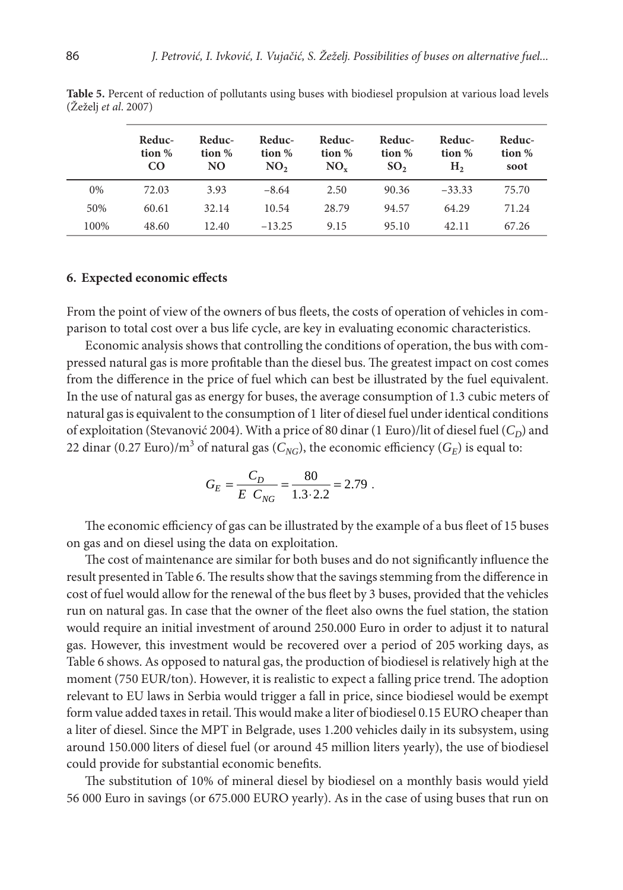**Table 5.** Percent of reduction of pollutants using buses with biodiesel propulsion at various load levels (Žeželj *et al.* 2007)

| | Reduction % CO | Reduction % NO | Reduction % $NO_2$ | Reduction % $NO_x$ | Reduction % $SO_2$ | Reduction % $H_2$ | Reduction % soot |
|---|---|---|---|---|---|---|---|
| 0% | 72.03 | 3.93 | −8.64 | 2.50 | 90.36 | −33.33 | 75.70 |
| 50% | 60.61 | 32.14 | 10.54 | 28.79 | 94.57 | 64.29 | 71.24 |
| 100% | 48.60 | 12.40 | −13.25 | 9.15 | 95.10 | 42.11 | 67.26 |

## 6. Expected economic effects

From the point of view of the owners of bus fleets, the costs of operation of vehicles in comparison to total cost over a bus life cycle, are key in evaluating economic characteristics.

Economic analysis shows that controlling the conditions of operation, the bus with compressed natural gas is more profitable than the diesel bus. The greatest impact on cost comes from the difference in the price of fuel which can best be illustrated by the fuel equivalent. In the use of natural gas as energy for buses, the average consumption of 1.3 cubic meters of natural gas is equivalent to the consumption of 1 liter of diesel fuel under identical conditions of exploitation (Stevanović 2004). With a price of 80 dinar (1 Euro)/lit of diesel fuel ($C_D$) and 22 dinar (0.27 Euro)/m$^3$ of natural gas ($C_{NG}$), the economic efficiency ($G_E$) is equal to:

$$G_E = \frac{C_D}{E \ C_{NG}} = \frac{80}{1.3 \cdot 2.2} = 2.79 \ .$$

The economic efficiency of gas can be illustrated by the example of a bus fleet of 15 buses on gas and on diesel using the data on exploitation.

The cost of maintenance are similar for both buses and do not significantly influence the result presented in Table 6. The results show that the savings stemming from the difference in cost of fuel would allow for the renewal of the bus fleet by 3 buses, provided that the vehicles run on natural gas. In case that the owner of the fleet also owns the fuel station, the station would require an initial investment of around 250.000 Euro in order to adjust it to natural gas. However, this investment would be recovered over a period of 205 working days, as Table 6 shows. As opposed to natural gas, the production of biodiesel is relatively high at the moment (750 EUR/ton). However, it is realistic to expect a falling price trend. The adoption relevant to EU laws in Serbia would trigger a fall in price, since biodiesel would be exempt form value added taxes in retail. This would make a liter of biodiesel 0.15 EURO cheaper than a liter of diesel. Since the MPT in Belgrade, uses 1.200 vehicles daily in its subsystem, using around 150.000 liters of diesel fuel (or around 45 million liters yearly), the use of biodiesel could provide for substantial economic benefits.

The substitution of 10% of mineral diesel by biodiesel on a monthly basis would yield 56 000 Euro in savings (or 675.000 EURO yearly). As in the case of using buses that run on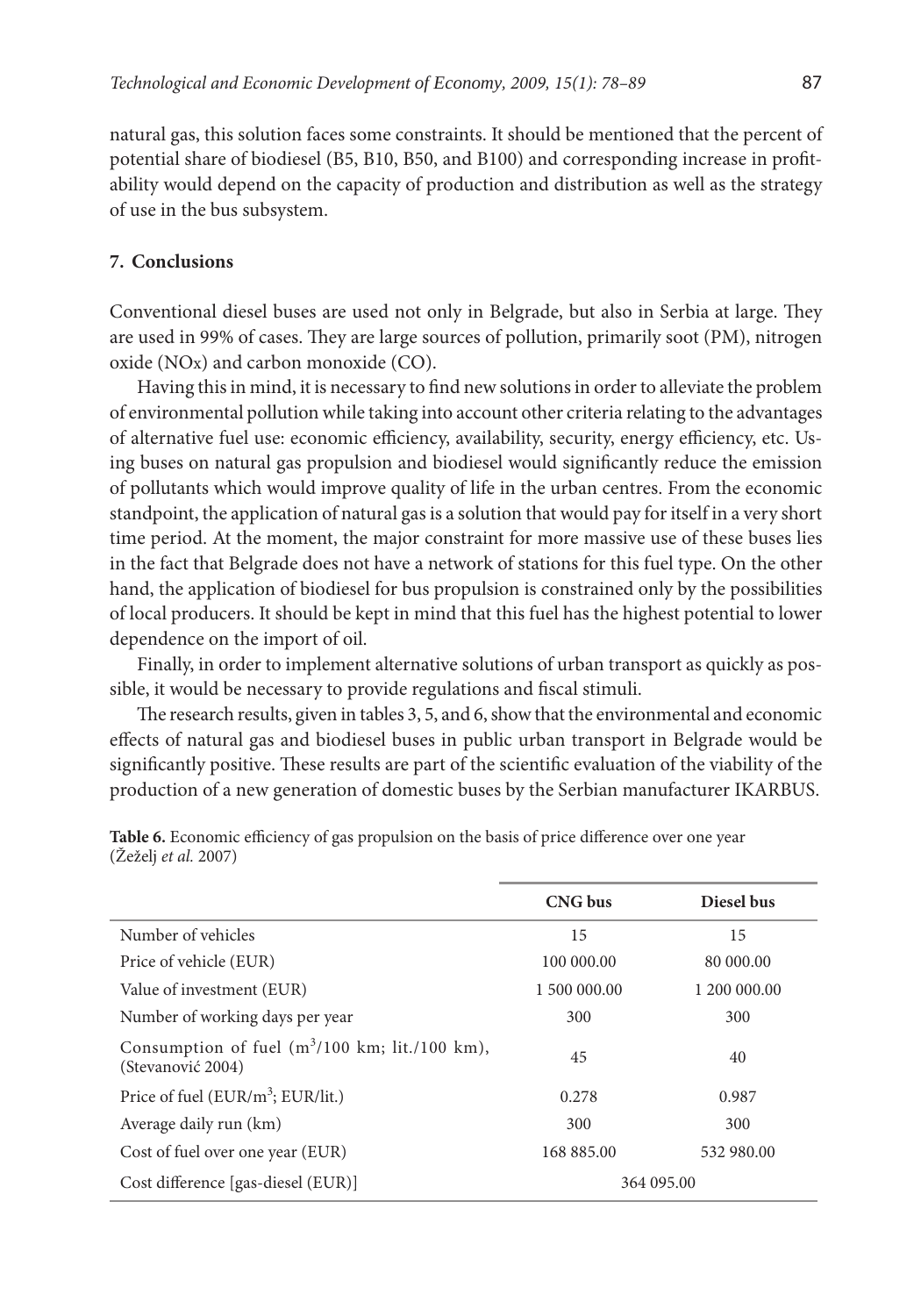natural gas, this solution faces some constraints. It should be mentioned that the percent of potential share of biodiesel (B5, B10, B50, and B100) and corresponding increase in profitability would depend on the capacity of production and distribution as well as the strategy of use in the bus subsystem.

## 7. Conclusions

Conventional diesel buses are used not only in Belgrade, but also in Serbia at large. They are used in 99% of cases. They are large sources of pollution, primarily soot (PM), nitrogen oxide ($NO_x$) and carbon monoxide (CO).

Having this in mind, it is necessary to find new solutions in order to alleviate the problem of environmental pollution while taking into account other criteria relating to the advantages of alternative fuel use: economic efficiency, availability, security, energy efficiency, etc. Using buses on natural gas propulsion and biodiesel would significantly reduce the emission of pollutants which would improve quality of life in the urban centres. From the economic standpoint, the application of natural gas is a solution that would pay for itself in a very short time period. At the moment, the major constraint for more massive use of these buses lies in the fact that Belgrade does not have a network of stations for this fuel type. On the other hand, the application of biodiesel for bus propulsion is constrained only by the possibilities of local producers. It should be kept in mind that this fuel has the highest potential to lower dependence on the import of oil.

Finally, in order to implement alternative solutions of urban transport as quickly as possible, it would be necessary to provide regulations and fiscal stimuli.

The research results, given in tables 3, 5, and 6, show that the environmental and economic effects of natural gas and biodiesel buses in public urban transport in Belgrade would be significantly positive. These results are part of the scientific evaluation of the viability of the production of a new generation of domestic buses by the Serbian manufacturer IKARBUS.

**Table 6.** Economic efficiency of gas propulsion on the basis of price difference over one year (Žeželj *et al.* 2007)

| | CNG bus | Diesel bus |
|---|---|---|
| Number of vehicles | 15 | 15 |
| Price of vehicle (EUR) | 100 000.00 | 80 000.00 |
| Value of investment (EUR) | 1 500 000.00 | 1 200 000.00 |
| Number of working days per year | 300 | 300 |
| Consumption of fuel ($m^3$/100 km; lit./100 km), (Stevanović 2004) | 45 | 40 |
| Price of fuel (EUR/$m^3$; EUR/lit.) | 0.278 | 0.987 |
| Average daily run (km) | 300 | 300 |
| Cost of fuel over one year (EUR) | 168 885.00 | 532 980.00 |
| Cost difference [gas-diesel (EUR)] | 364 095.00 | |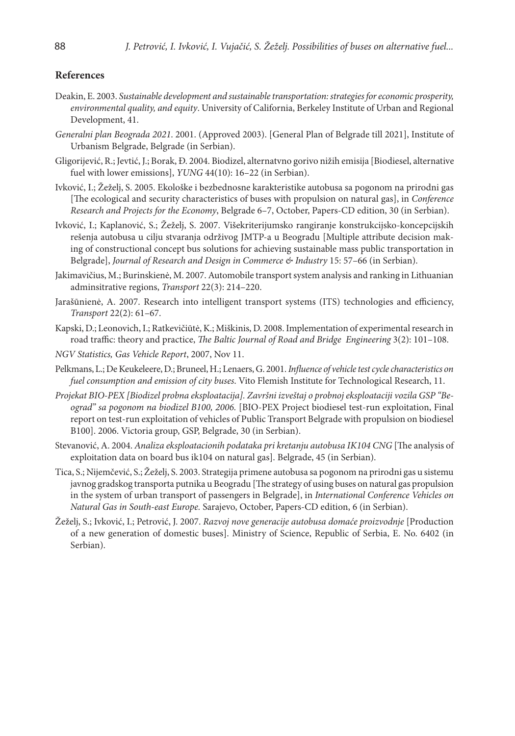## References

Deakin, E. 2003. *Sustainable development and sustainable transportation: strategies for economic prosperity, environmental quality, and equity*. University of California, Berkeley Institute of Urban and Regional Development, 41.

*Generalni plan Beograda 2021*. 2001. (Approved 2003). [General Plan of Belgrade till 2021], Institute of Urbanism Belgrade, Belgrade (in Serbian).

Gligorijević, R.; Jevtić, J.; Borak, Đ. 2004. Biodizel, alternatvno gorivo nižih emisija [Biodiesel, alternative fuel with lower emissions], *YUNG* 44(10): 16–22 (in Serbian).

Ivković, I.; Žeželj, S. 2005. Ekološke i bezbednosne karakteristike autobusa sa pogonom na prirodni gas [The ecological and security characteristics of buses with propulsion on natural gas], in *Conference Research and Projects for the Economy*, Belgrade 6–7, October, Papers-CD edition, 30 (in Serbian).

Ivković, I.; Kaplanović, S.; Žeželj, S. 2007. Višekriterijumsko rangiranje konstrukcijsko-koncepcijskih rešenja autobusa u cilju stvaranja održivog JMTP-a u Beogradu [Multiple attribute decision making of constructional concept bus solutions for achieving sustainable mass public transportation in Belgrade], *Journal of Research and Design in Commerce & Industry* 15: 57–66 (in Serbian).

Jakimavičius, M.; Burinskienė, M. 2007. Automobile transport system analysis and ranking in Lithuanian adminsitrative regions, *Transport* 22(3): 214–220.

Jarašūnienė, A. 2007. Research into intelligent transport systems (ITS) technologies and efficiency, *Transport* 22(2): 61–67.

Kapski, D.; Leonovich, I.; Ratkevičiūtė, K.; Miškinis, D. 2008. Implementation of experimental research in road traffic: theory and practice, *The Baltic Journal of Road and Bridge Engineering* 3(2): 101–108.

*NGV Statistics, Gas Vehicle Report*, 2007, Nov 11.

Pelkmans, L.; De Keukeleere, D.; Bruneel, H.; Lenaers, G. 2001. *Influence of vehicle test cycle characteristics on fuel consumption and emission of city buses*. Vito Flemish Institute for Technological Research, 11.

*Projekat BIO-PEX [Biodizel probna eksploatacija]. Završni izveštaj o probnoj eksploataciji vozila GSP "Beograd" sa pogonom na biodizel B100, 2006.* [BIO-PEX Project biodiesel test-run exploitation, Final report on test-run exploitation of vehicles of Public Transport Belgrade with propulsion on biodiesel B100]. 2006. Victoria group, GSP, Belgrade, 30 (in Serbian).

Stevanović, A. 2004. *Analiza eksploatacionih podataka pri kretanju autobusa IK104 CNG* [The analysis of exploitation data on board bus ik104 on natural gas]. Belgrade, 45 (in Serbian).

Tica, S.; Nijemčević, S.; Žeželj, S. 2003. Strategija primene autobusa sa pogonom na prirodni gas u sistemu javnog gradskog transporta putnika u Beogradu [The strategy of using buses on natural gas propulsion in the system of urban transport of passengers in Belgrade], in *International Conference Vehicles on Natural Gas in South-east Europe.* Sarajevo, October, Papers-CD edition, 6 (in Serbian).

Žeželj, S.; Ivković, I.; Petrović, J. 2007. *Razvoj nove generacije autobusa domaće proizvodnje* [Production of a new generation of domestic buses]. Ministry of Science, Republic of Serbia, E. No. 6402 (in Serbian).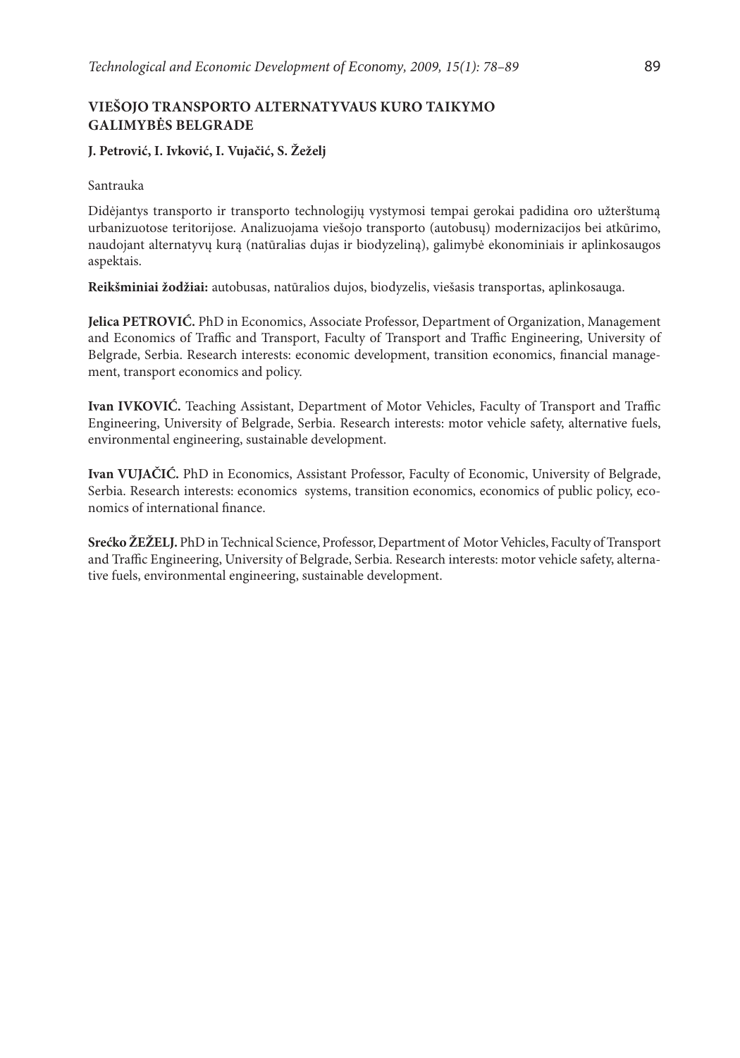## VIEŠOJO TRANSPORTO ALTERNATYVAUS KURO TAIKYMO GALIMYBĖS BELGRADE

**J. Petrović, I. Ivković, I. Vujačić, S. Žeželj**

Santrauka

Didėjantys transporto ir transporto technologijų vystymosi tempai gerokai padidina oro užterštumą urbanizuotose teritorijose. Analizuojama viešojo transporto (autobusų) modernizacijos bei atkūrimo, naudojant alternatyvų kurą (natūralias dujas ir biodyzeliną), galimybė ekonominiais ir aplinkosaugos aspektais.

**Reikšminiai žodžiai:** autobusas, natūralios dujos, biodyzelis, viešasis transportas, aplinkosauga.

**Jelica PETROVIĆ.** PhD in Economics, Associate Professor, Department of Organization, Management and Economics of Traffic and Transport, Faculty of Transport and Traffic Engineering, University of Belgrade, Serbia. Research interests: economic development, transition economics, financial management, transport economics and policy.

**Ivan IVKOVIĆ.** Teaching Assistant, Department of Motor Vehicles, Faculty of Transport and Traffic Engineering, University of Belgrade, Serbia. Research interests: motor vehicle safety, alternative fuels, environmental engineering, sustainable development.

**Ivan VUJAČIĆ.** PhD in Economics, Assistant Professor, Faculty of Economic, University of Belgrade, Serbia. Research interests: economics systems, transition economics, economics of public policy, economics of international finance.

**Srećko ŽEŽELJ.** PhD in Technical Science, Professor, Department of Motor Vehicles, Faculty of Transport and Traffic Engineering, University of Belgrade, Serbia. Research interests: motor vehicle safety, alternative fuels, environmental engineering, sustainable development.